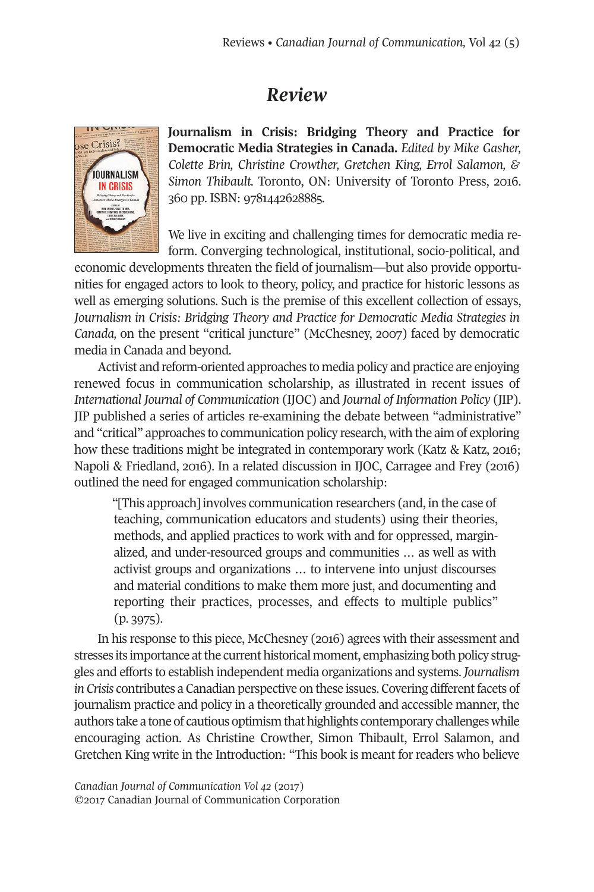# *Review*

**Journalism in Crisis: Bridging Theory and Practice for Democratic Media Strategies in Canada.** *Edited by Mike Gasher, Colette Brin, Christine Crowther, Gretchen King, Errol Salamon, & Simon Thibault.* Toronto, ON: University of Toronto Press, 2016. 360 pp. ISBN: 9781442628885.

We live in exciting and challenging times for democratic media reform. Converging technological, institutional, socio-political, and economic developments threaten the field of journalism—but also provide opportunities for engaged actors to look to theory, policy, and practice for historic lessons as well as emerging solutions. Such is the premise of this excellent collection of essays, *Journalism in Crisis: Bridging Theory and Practice for Democratic Media Strategies in Canada,* on the present "critical juncture" (McChesney, 2007) faced by democratic media in Canada and beyond.

Activist and reform-oriented approaches to media policy and practice are enjoying renewed focus in communication scholarship, as illustrated in recent issues of *International Journal of Communication* (IJOC) and *Journal of Information Policy* (JIP). JIP published a series of articles re-examining the debate between "administrative" and "critical" approaches to communication policy research, with the aim of exploring how these traditions might be integrated in contemporary work (Katz & Katz, 2016; Napoli & Friedland, 2016). In a related discussion in IJOC, Carragee and Frey (2016) outlined the need for engaged communication scholarship:

> "[This approach] involves communication researchers (and, in the case of teaching, communication educators and students) using their theories, methods, and applied practices to work with and for oppressed, marginalized, and under-resourced groups and communities … as well as with activist groups and organizations … to intervene into unjust discourses and material conditions to make them more just, and documenting and reporting their practices, processes, and effects to multiple publics" (p. 3975).

In his response to this piece, McChesney (2016) agrees with their assessment and stresses its importance at the current historical moment, emphasizing both policy struggles and efforts to establish independent media organizations and systems. *Journalism in Crisis* contributes a Canadian perspective on these issues. Covering different facets of journalism practice and policy in a theoretically grounded and accessible manner, the authors take a tone of cautious optimism that highlights contemporary challenges while encouraging action. As Christine Crowther, Simon Thibault, Errol Salamon, and Gretchen King write in the Introduction: "This book is meant for readers who believe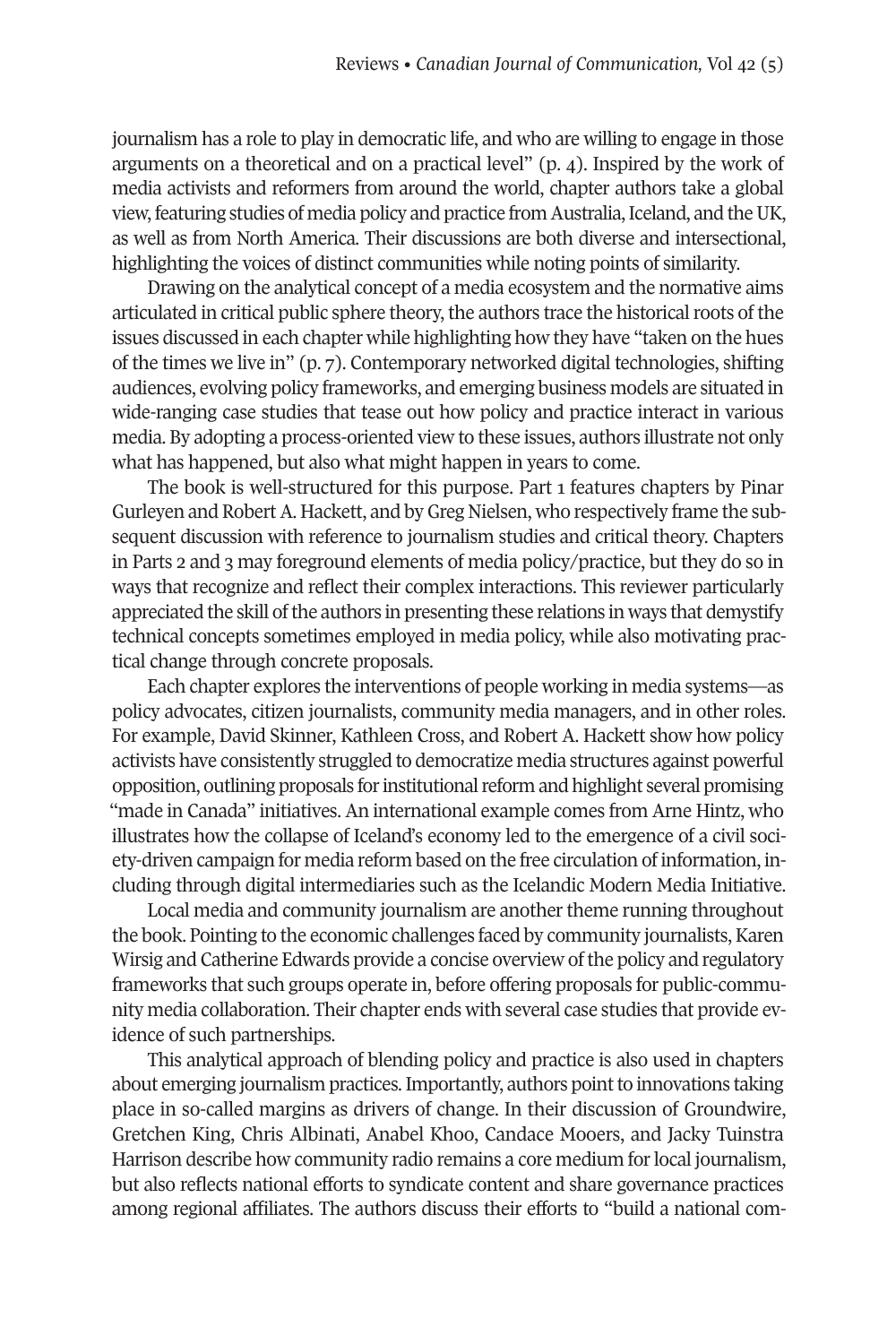journalism has a role to play in democratic life, and who are willing to engage in those arguments on a theoretical and on a practical level" (p. 4). Inspired by the work of media activists and reformers from around the world, chapter authors take a global view, featuring studies of media policy and practice from Australia, Iceland, and the UK, as well as from North America. Their discussions are both diverse and intersectional, highlighting the voices of distinct communities while noting points of similarity.

Drawing on the analytical concept of a media ecosystem and the normative aims articulated in critical public sphere theory, the authors trace the historical roots of the issues discussed in each chapter while highlighting how they have "taken on the hues of the times we live in" (p. 7). Contemporary networked digital technologies, shifting audiences, evolving policy frameworks, and emerging business models are situated in wide-ranging case studies that tease out how policy and practice interact in various media. By adopting a process-oriented view to these issues, authors illustrate not only what has happened, but also what might happen in years to come.

The book is well-structured for this purpose. Part 1 features chapters by Pinar Gurleyen and Robert A. Hackett, and by Greg Nielsen, who respectively frame the subsequent discussion with reference to journalism studies and critical theory. Chapters in Parts 2 and 3 may foreground elements of media policy/practice, but they do so in ways that recognize and reflect their complex interactions. This reviewer particularly appreciated the skill of the authors in presenting these relations in ways that demystify technical concepts sometimes employed in media policy, while also motivating practical change through concrete proposals.

Each chapter explores the interventions of people working in media systems—as policy advocates, citizen journalists, community media managers, and in other roles. For example, David Skinner, Kathleen Cross, and Robert A. Hackett show how policy activists have consistently struggled to democratize media structures against powerful opposition, outlining proposals for institutional reform and highlight several promising "made in Canada" initiatives. An international example comes from Arne Hintz, who illustrates how the collapse of Iceland's economy led to the emergence of a civil society-driven campaign for media reform based on the free circulation of information, including through digital intermediaries such as the Icelandic Modern Media Initiative.

Local media and community journalism are another theme running throughout the book. Pointing to the economic challenges faced by community journalists, Karen Wirsig and Catherine Edwards provide a concise overview of the policy and regulatory frameworks that such groups operate in, before offering proposals for public-community media collaboration. Their chapter ends with several case studies that provide evidence of such partnerships.

This analytical approach of blending policy and practice is also used in chapters about emerging journalism practices. Importantly, authors point to innovations taking place in so-called margins as drivers of change. In their discussion of Groundwire, Gretchen King, Chris Albinati, Anabel Khoo, Candace Mooers, and Jacky Tuinstra Harrison describe how community radio remains a core medium for local journalism, but also reflects national efforts to syndicate content and share governance practices among regional affiliates. The authors discuss their efforts to "build a national com-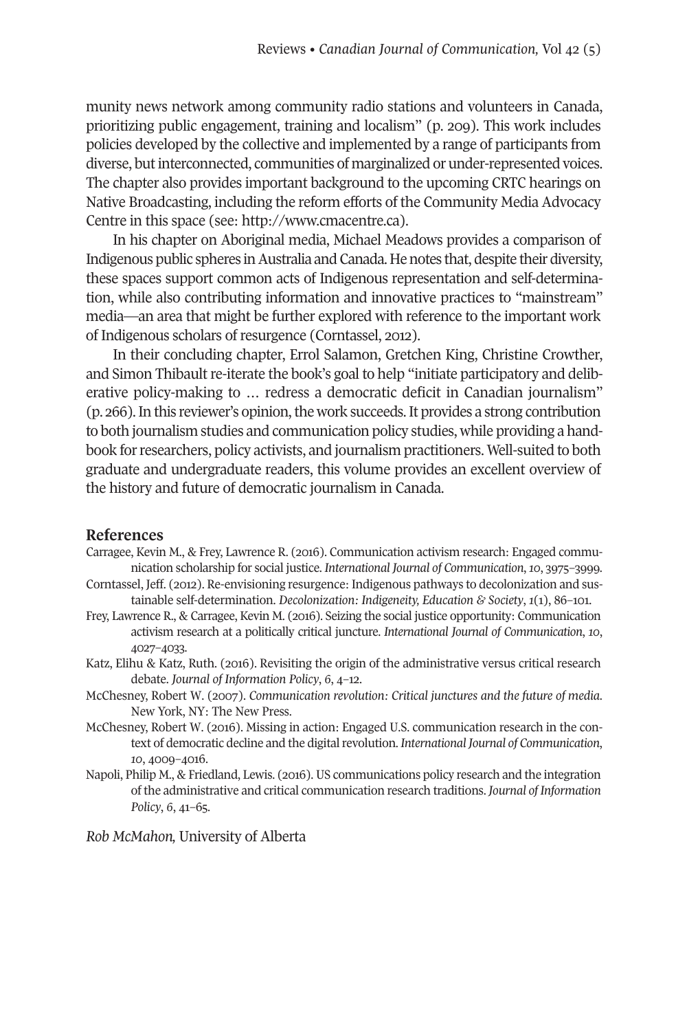munity news network among community radio stations and volunteers in Canada, prioritizing public engagement, training and localism" (p. 209). This work includes policies developed by the collective and implemented by a range of participants from diverse, but interconnected, communities of marginalized or under-represented voices. The chapter also provides important background to the upcoming CRTC hearings on Native Broadcasting, including the reform efforts of the Community Media Advocacy Centre in this space (see: http://www.cmacentre.ca).

In his chapter on Aboriginal media, Michael Meadows provides a comparison of Indigenous public spheres in Australia and Canada. He notes that, despite their diversity, these spaces support common acts of Indigenous representation and self-determination, while also contributing information and innovative practices to "mainstream" media—an area that might be further explored with reference to the important work of Indigenous scholars of resurgence (Corntassel, 2012).

In their concluding chapter, Errol Salamon, Gretchen King, Christine Crowther, and Simon Thibault re-iterate the book's goal to help "initiate participatory and deliberative policy-making to … redress a democratic deficit in Canadian journalism" (p. 266). In this reviewer's opinion, the work succeeds. It provides a strong contribution to both journalism studies and communication policy studies, while providing a handbook for researchers, policy activists, and journalism practitioners. Well-suited to both graduate and undergraduate readers, this volume provides an excellent overview of the history and future of democratic journalism in Canada.

## References

Carragee, Kevin M., & Frey, Lawrence R. (2016). Communication activism research: Engaged communication scholarship for social justice. *International Journal of Communication*, *10*, 3975–3999.

Corntassel, Jeff. (2012). Re-envisioning resurgence: Indigenous pathways to decolonization and sustainable self-determination. *Decolonization: Indigeneity, Education & Society*, *1*(1), 86–101.

Frey, Lawrence R., & Carragee, Kevin M. (2016). Seizing the social justice opportunity: Communication activism research at a politically critical juncture. *International Journal of Communication*, *10*, 4027–4033.

Katz, Elihu & Katz, Ruth. (2016). Revisiting the origin of the administrative versus critical research debate. *Journal of Information Policy*, *6*, 4–12.

McChesney, Robert W. (2007). *Communication revolution: Critical junctures and the future of media.* New York, NY: The New Press.

McChesney, Robert W. (2016). Missing in action: Engaged U.S. communication research in the context of democratic decline and the digital revolution. *International Journal of Communication*, *10*, 4009–4016.

Napoli, Philip M., & Friedland, Lewis. (2016). US communications policy research and the integration of the administrative and critical communication research traditions. *Journal of Information Policy*, *6*, 41–65.

*Rob McMahon,* University of Alberta